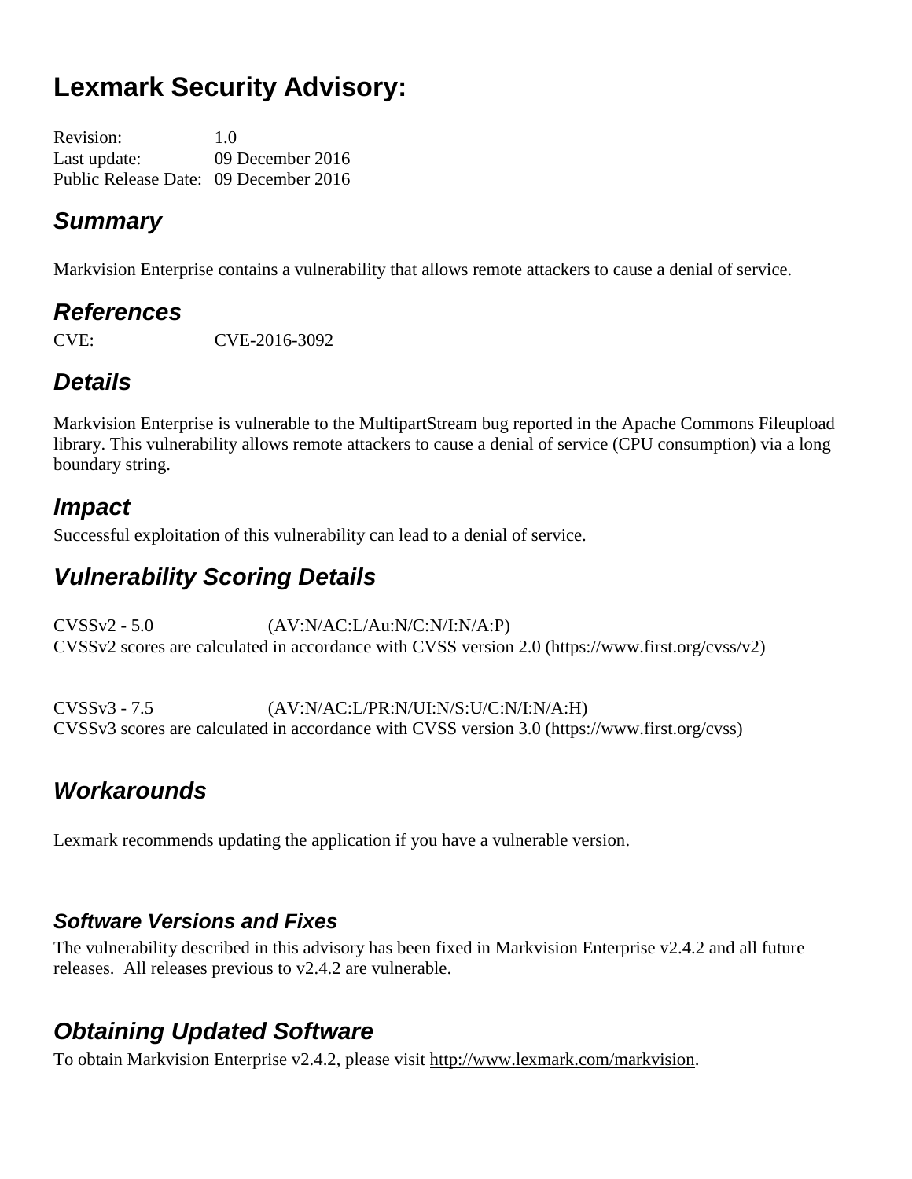# Lexmark Security Advisory:

Revision: 1.0
Last update: 09 December 2016
Public Release Date: 09 December 2016

## Summary

Markvision Enterprise contains a vulnerability that allows remote attackers to cause a denial of service.

## References

CVE: CVE-2016-3092

## Details

Markvision Enterprise is vulnerable to the MultipartStream bug reported in the Apache Commons Fileupload library. This vulnerability allows remote attackers to cause a denial of service (CPU consumption) via a long boundary string.

## Impact

Successful exploitation of this vulnerability can lead to a denial of service.

## Vulnerability Scoring Details

CVSSv2 - 5.0 (AV:N/AC:L/Au:N/C:N/I:N/A:P)
CVSSv2 scores are calculated in accordance with CVSS version 2.0 (https://www.first.org/cvss/v2)

CVSSv3 - 7.5 (AV:N/AC:L/PR:N/UI:N/S:U/C:N/I:N/A:H)
CVSSv3 scores are calculated in accordance with CVSS version 3.0 (https://www.first.org/cvss)

## Workarounds

Lexmark recommends updating the application if you have a vulnerable version.

### Software Versions and Fixes

The vulnerability described in this advisory has been fixed in Markvision Enterprise v2.4.2 and all future releases. All releases previous to v2.4.2 are vulnerable.

## Obtaining Updated Software

To obtain Markvision Enterprise v2.4.2, please visit http://www.lexmark.com/markvision.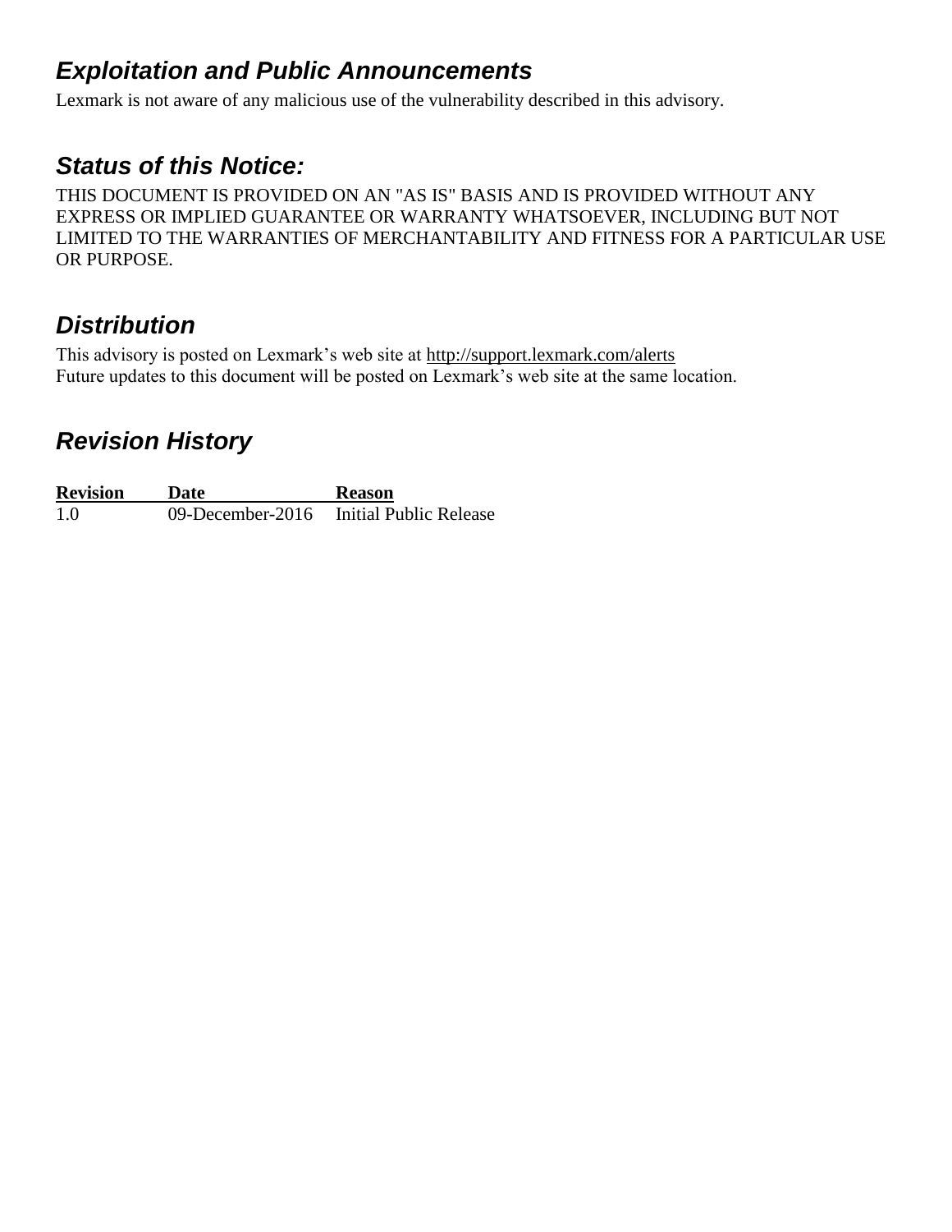## *Exploitation and Public Announcements*

Lexmark is not aware of any malicious use of the vulnerability described in this advisory.

## *Status of this Notice:*

THIS DOCUMENT IS PROVIDED ON AN "AS IS" BASIS AND IS PROVIDED WITHOUT ANY EXPRESS OR IMPLIED GUARANTEE OR WARRANTY WHATSOEVER, INCLUDING BUT NOT LIMITED TO THE WARRANTIES OF MERCHANTABILITY AND FITNESS FOR A PARTICULAR USE OR PURPOSE.

## *Distribution*

This advisory is posted on Lexmark's web site at http://support.lexmark.com/alerts
Future updates to this document will be posted on Lexmark's web site at the same location.

## *Revision History*

| **Revision** | **Date** | **Reason** |
|---|---|---|
| 1.0 | 09-December-2016 | Initial Public Release |